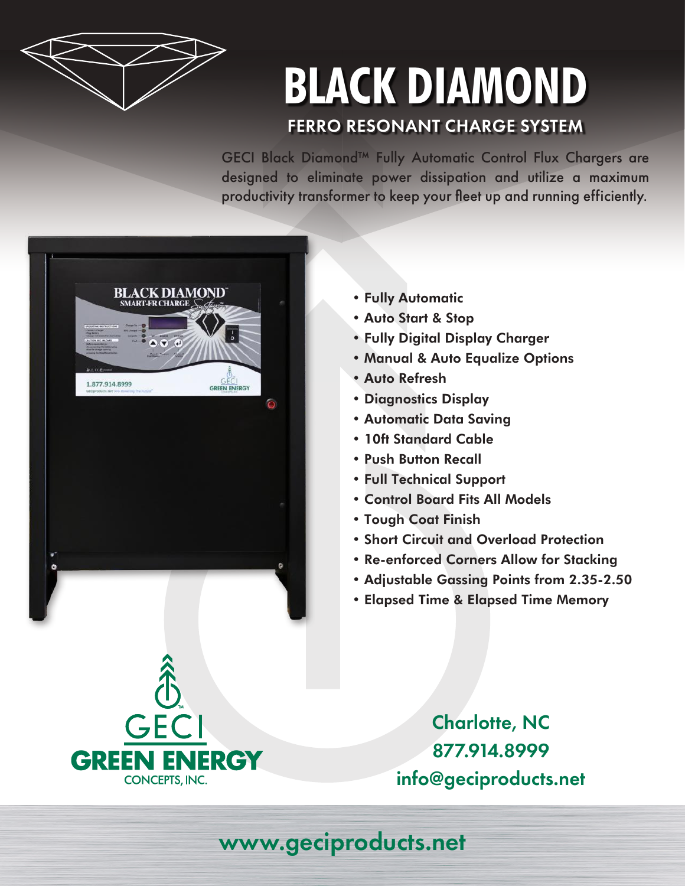# BLACK DIAMOND

## FERRO RESONANT CHARGE SYSTEM

GECI Black Diamond™ Fully Automatic Control Flux Chargers are designed to eliminate power dissipation and utilize a maximum productivity transformer to keep your fleet up and running efficiently.

- Fully Automatic
- Auto Start & Stop
- Fully Digital Display Charger
- Manual & Auto Equalize Options
- Auto Refresh
- Diagnostics Display
- Automatic Data Saving
- 10ft Standard Cable
- Push Button Recall
- Full Technical Support
- Control Board Fits All Models
- Tough Coat Finish
- Short Circuit and Overload Protection
- Re-enforced Corners Allow for Stacking
- Adjustable Gassing Points from 2.35-2.50
- Elapsed Time & Elapsed Time Memory

GECI GREEN ENERGY CONCEPTS, INC.

Charlotte, NC
877.914.8999
info@geciproducts.net

www.geciproducts.net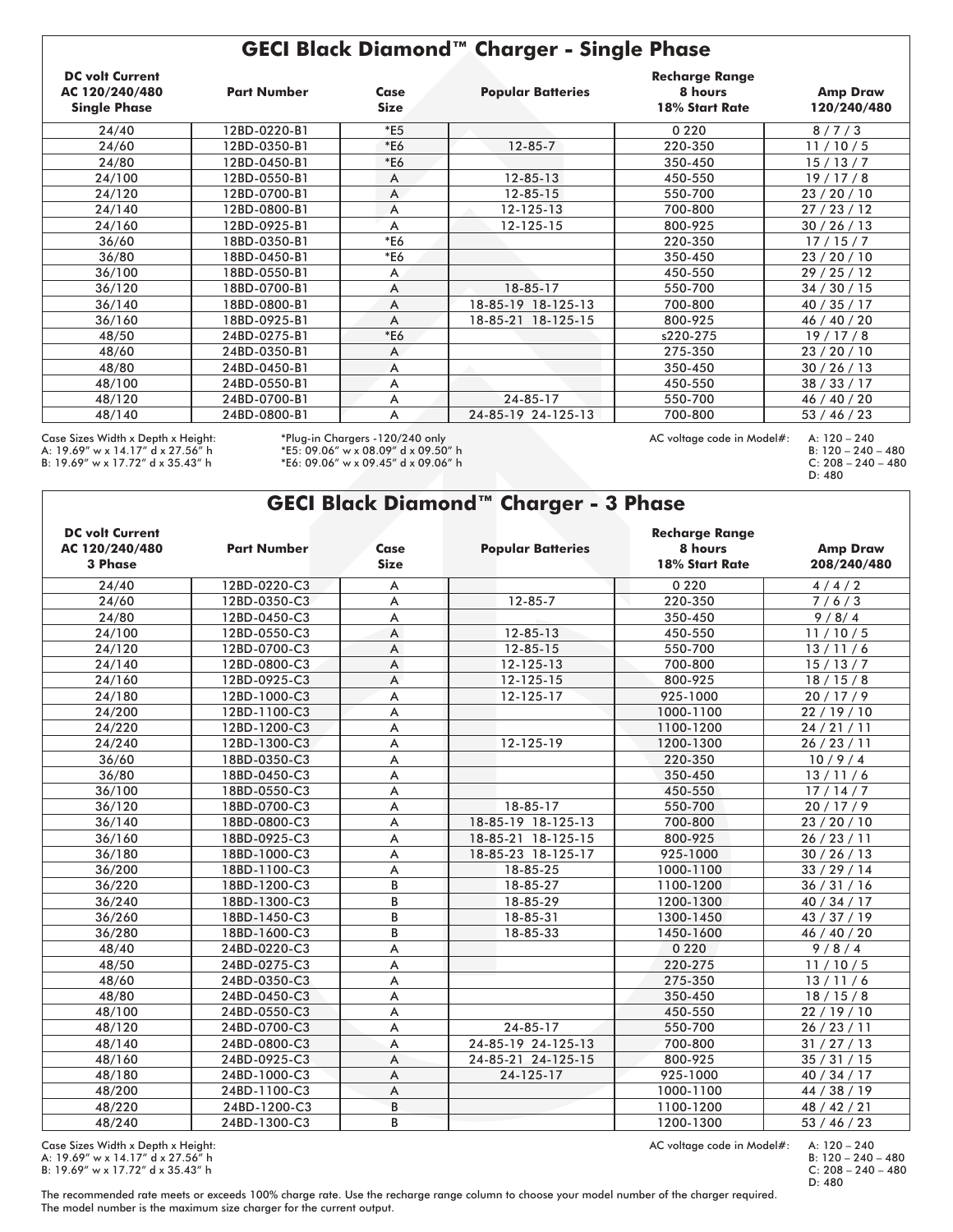## GECI Black Diamond™ Charger - Single Phase

| DC volt Current AC 120/240/480 Single Phase | Part Number | Case Size | Popular Batteries | Recharge Range 8 hours 18% Start Rate | Amp Draw 120/240/480 |
|---|---|---|---|---|---|
| 24/40 | 12BD-0220-B1 | *E5 | | 0 220 | 8 / 7 / 3 |
| 24/60 | 12BD-0350-B1 | *E6 | 12-85-7 | 220-350 | 11 / 10 / 5 |
| 24/80 | 12BD-0450-B1 | *E6 | | 350-450 | 15 / 13 / 7 |
| 24/100 | 12BD-0550-B1 | A | 12-85-13 | 450-550 | 19 / 17 / 8 |
| 24/120 | 12BD-0700-B1 | A | 12-85-15 | 550-700 | 23 / 20 / 10 |
| 24/140 | 12BD-0800-B1 | A | 12-125-13 | 700-800 | 27 / 23 / 12 |
| 24/160 | 12BD-0925-B1 | A | 12-125-15 | 800-925 | 30 / 26 / 13 |
| 36/60 | 18BD-0350-B1 | *E6 | | 220-350 | 17 / 15 / 7 |
| 36/80 | 18BD-0450-B1 | *E6 | | 350-450 | 23 / 20 / 10 |
| 36/100 | 18BD-0550-B1 | A | | 450-550 | 29 / 25 / 12 |
| 36/120 | 18BD-0700-B1 | A | 18-85-17 | 550-700 | 34 / 30 / 15 |
| 36/140 | 18BD-0800-B1 | A | 18-85-19 18-125-13 | 700-800 | 40 / 35 / 17 |
| 36/160 | 18BD-0925-B1 | A | 18-85-21 18-125-15 | 800-925 | 46 / 40 / 20 |
| 48/50 | 24BD-0275-B1 | *E6 | | s220-275 | 19 / 17 / 8 |
| 48/60 | 24BD-0350-B1 | A | | 275-350 | 23 / 20 / 10 |
| 48/80 | 24BD-0450-B1 | A | | 350-450 | 30 / 26 / 13 |
| 48/100 | 24BD-0550-B1 | A | | 450-550 | 38 / 33 / 17 |
| 48/120 | 24BD-0700-B1 | A | 24-85-17 | 550-700 | 46 / 40 / 20 |
| 48/140 | 24BD-0800-B1 | A | 24-85-19 24-125-13 | 700-800 | 53 / 46 / 23 |

Case Sizes Width x Depth x Height:
A: 19.69" w x 14.17" d x 27.56" h
B: 19.69" w x 17.72" d x 35.43" h

*Plug-in Chargers -120/240 only
*E5: 09.06" w x 08.09" d x 09.50" h
*E6: 09.06" w x 09.45" d x 09.06" h

AC voltage code in Model#:
A: 120 – 240
B: 120 – 240 – 480
C: 208 – 240 – 480
D: 480

## GECI Black Diamond™ Charger - 3 Phase

| DC volt Current AC 120/240/480 3 Phase | Part Number | Case Size | Popular Batteries | Recharge Range 8 hours 18% Start Rate | Amp Draw 208/240/480 |
|---|---|---|---|---|---|
| 24/40 | 12BD-0220-C3 | A | | 0 220 | 4 / 4 / 2 |
| 24/60 | 12BD-0350-C3 | A | 12-85-7 | 220-350 | 7 / 6 / 3 |
| 24/80 | 12BD-0450-C3 | A | | 350-450 | 9 / 8/ 4 |
| 24/100 | 12BD-0550-C3 | A | 12-85-13 | 450-550 | 11 / 10 / 5 |
| 24/120 | 12BD-0700-C3 | A | 12-85-15 | 550-700 | 13 / 11 / 6 |
| 24/140 | 12BD-0800-C3 | A | 12-125-13 | 700-800 | 15 / 13 / 7 |
| 24/160 | 12BD-0925-C3 | A | 12-125-15 | 800-925 | 18 / 15 / 8 |
| 24/180 | 12BD-1000-C3 | A | 12-125-17 | 925-1000 | 20 / 17 / 9 |
| 24/200 | 12BD-1100-C3 | A | | 1000-1100 | 22 / 19 / 10 |
| 24/220 | 12BD-1200-C3 | A | | 1100-1200 | 24 / 21 / 11 |
| 24/240 | 12BD-1300-C3 | A | 12-125-19 | 1200-1300 | 26 / 23 / 11 |
| 36/60 | 18BD-0350-C3 | A | | 220-350 | 10 / 9 / 4 |
| 36/80 | 18BD-0450-C3 | A | | 350-450 | 13 / 11 / 6 |
| 36/100 | 18BD-0550-C3 | A | | 450-550 | 17 / 14 / 7 |
| 36/120 | 18BD-0700-C3 | A | 18-85-17 | 550-700 | 20 / 17 / 9 |
| 36/140 | 18BD-0800-C3 | A | 18-85-19 18-125-13 | 700-800 | 23 / 20 / 10 |
| 36/160 | 18BD-0925-C3 | A | 18-85-21 18-125-15 | 800-925 | 26 / 23 / 11 |
| 36/180 | 18BD-1000-C3 | A | 18-85-23 18-125-17 | 925-1000 | 30 / 26 / 13 |
| 36/200 | 18BD-1100-C3 | A | 18-85-25 | 1000-1100 | 33 / 29 / 14 |
| 36/220 | 18BD-1200-C3 | B | 18-85-27 | 1100-1200 | 36 / 31 / 16 |
| 36/240 | 18BD-1300-C3 | B | 18-85-29 | 1200-1300 | 40 / 34 / 17 |
| 36/260 | 18BD-1450-C3 | B | 18-85-31 | 1300-1450 | 43 / 37 / 19 |
| 36/280 | 18BD-1600-C3 | B | 18-85-33 | 1450-1600 | 46 / 40 / 20 |
| 48/40 | 24BD-0220-C3 | A | | 0 220 | 9 / 8 / 4 |
| 48/50 | 24BD-0275-C3 | A | | 220-275 | 11 / 10 / 5 |
| 48/60 | 24BD-0350-C3 | A | | 275-350 | 13 / 11 / 6 |
| 48/80 | 24BD-0450-C3 | A | | 350-450 | 18 / 15 / 8 |
| 48/100 | 24BD-0550-C3 | A | | 450-550 | 22 / 19 / 10 |
| 48/120 | 24BD-0700-C3 | A | 24-85-17 | 550-700 | 26 / 23 / 11 |
| 48/140 | 24BD-0800-C3 | A | 24-85-19 24-125-13 | 700-800 | 31 / 27 / 13 |
| 48/160 | 24BD-0925-C3 | A | 24-85-21 24-125-15 | 800-925 | 35 / 31 / 15 |
| 48/180 | 24BD-1000-C3 | A | 24-125-17 | 925-1000 | 40 / 34 / 17 |
| 48/200 | 24BD-1100-C3 | A | | 1000-1100 | 44 / 38 / 19 |
| 48/220 | 24BD-1200-C3 | B | | 1100-1200 | 48 / 42 / 21 |
| 48/240 | 24BD-1300-C3 | B | | 1200-1300 | 53 / 46 / 23 |

Case Sizes Width x Depth x Height:
A: 19.69" w x 14.17" d x 27.56" h
B: 19.69" w x 17.72" d x 35.43" h

AC voltage code in Model#:
A: 120 – 240
B: 120 – 240 – 480
C: 208 – 240 – 480
D: 480

The recommended rate meets or exceeds 100% charge rate. Use the recharge range column to choose your model number of the charger required.
The model number is the maximum size charger for the current output.